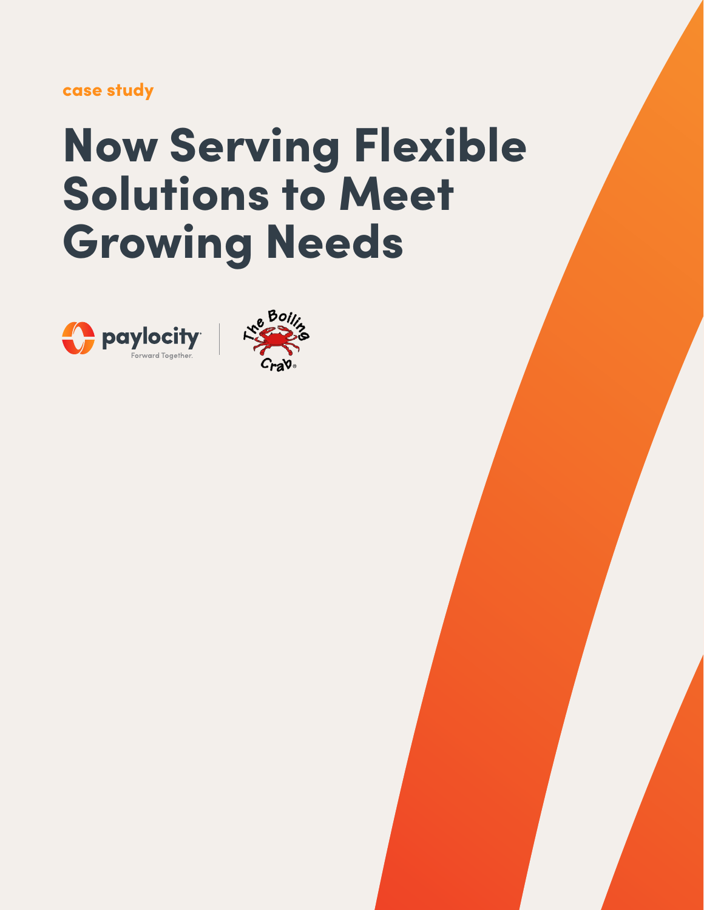case study

# Now Serving Flexible Solutions to Meet Growing Needs

paylocity
Forward Together.

The Boiling Crab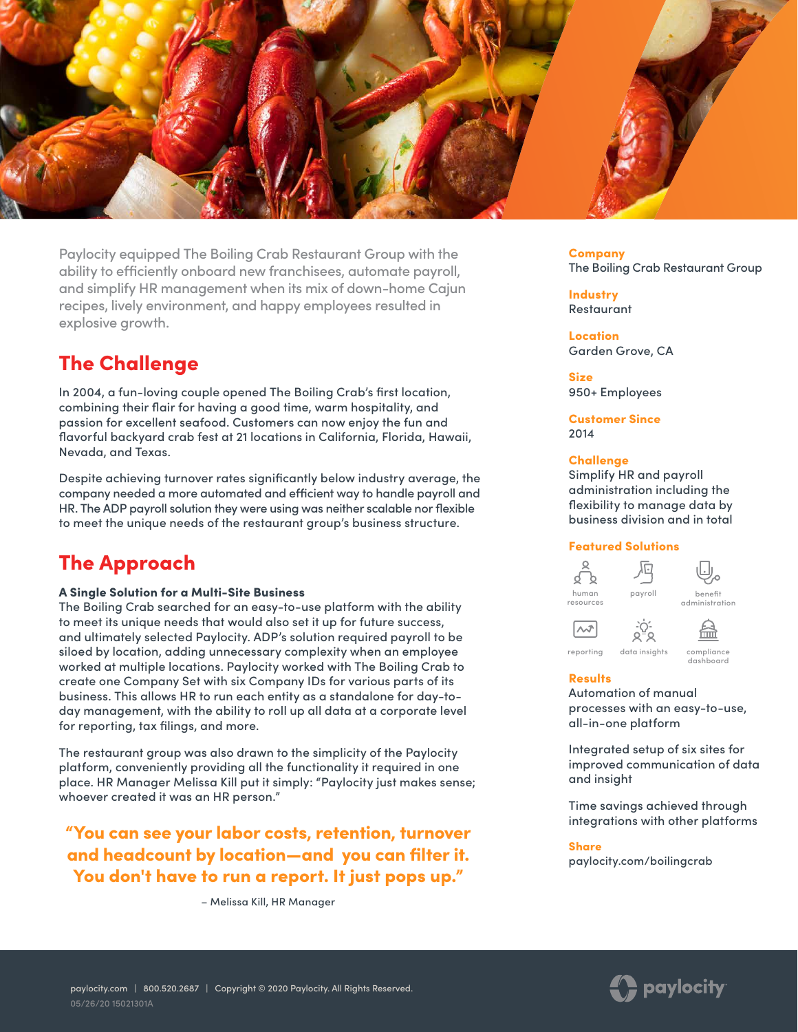Paylocity equipped The Boiling Crab Restaurant Group with the ability to efficiently onboard new franchisees, automate payroll, and simplify HR management when its mix of down-home Cajun recipes, lively environment, and happy employees resulted in explosive growth.

## The Challenge

In 2004, a fun-loving couple opened The Boiling Crab's first location, combining their flair for having a good time, warm hospitality, and passion for excellent seafood. Customers can now enjoy the fun and flavorful backyard crab fest at 21 locations in California, Florida, Hawaii, Nevada, and Texas.

Despite achieving turnover rates significantly below industry average, the company needed a more automated and efficient way to handle payroll and HR. The ADP payroll solution they were using was neither scalable nor flexible to meet the unique needs of the restaurant group's business structure.

## The Approach

**A Single Solution for a Multi-Site Business**

The Boiling Crab searched for an easy-to-use platform with the ability to meet its unique needs that would also set it up for future success, and ultimately selected Paylocity. ADP's solution required payroll to be siloed by location, adding unnecessary complexity when an employee worked at multiple locations. Paylocity worked with The Boiling Crab to create one Company Set with six Company IDs for various parts of its business. This allows HR to run each entity as a standalone for day-to-day management, with the ability to roll up all data at a corporate level for reporting, tax filings, and more.

The restaurant group was also drawn to the simplicity of the Paylocity platform, conveniently providing all the functionality it required in one place. HR Manager Melissa Kill put it simply: "Paylocity just makes sense; whoever created it was an HR person."

> **"You can see your labor costs, retention, turnover and headcount by location—and you can filter it. You don't have to run a report. It just pops up."**
>
> – Melissa Kill, HR Manager

**Company**
The Boiling Crab Restaurant Group

**Industry**
Restaurant

**Location**
Garden Grove, CA

**Size**
950+ Employees

**Customer Since**
2014

**Challenge**
Simplify HR and payroll administration including the flexibility to manage data by business division and in total

**Featured Solutions**
- human resources
- payroll
- benefit administration
- reporting
- data insights
- compliance dashboard

**Results**

Automation of manual processes with an easy-to-use, all-in-one platform

Integrated setup of six sites for improved communication of data and insight

Time savings achieved through integrations with other platforms

**Share**
paylocity.com/boilingcrab

paylocity.com | 800.520.2687 | Copyright © 2020 Paylocity. All Rights Reserved.
05/26/20 15021301A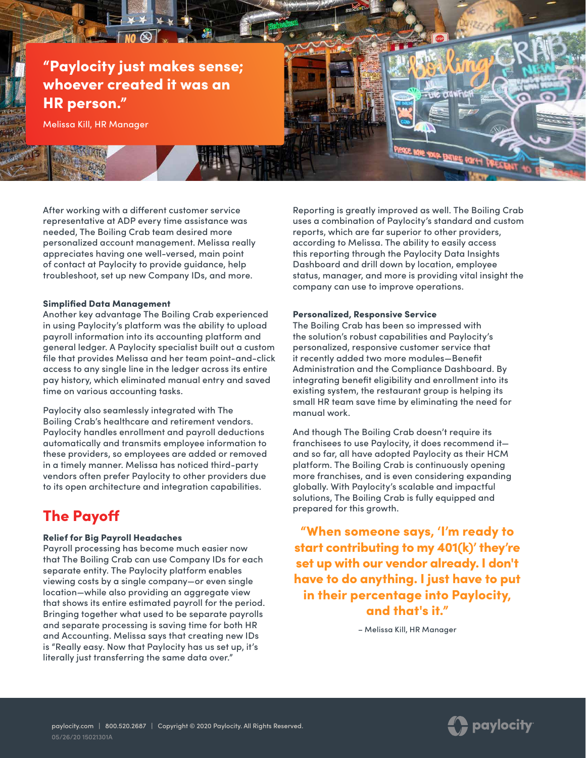> "Paylocity just makes sense; whoever created it was an HR person."
>
> Melissa Kill, HR Manager

After working with a different customer service representative at ADP every time assistance was needed, The Boiling Crab team desired more personalized account management. Melissa really appreciates having one well-versed, main point of contact at Paylocity to provide guidance, help troubleshoot, set up new Company IDs, and more.

**Simplified Data Management**

Another key advantage The Boiling Crab experienced in using Paylocity's platform was the ability to upload payroll information into its accounting platform and general ledger. A Paylocity specialist built out a custom file that provides Melissa and her team point-and-click access to any single line in the ledger across its entire pay history, which eliminated manual entry and saved time on various accounting tasks.

Paylocity also seamlessly integrated with The Boiling Crab's healthcare and retirement vendors. Paylocity handles enrollment and payroll deductions automatically and transmits employee information to these providers, so employees are added or removed in a timely manner. Melissa has noticed third-party vendors often prefer Paylocity to other providers due to its open architecture and integration capabilities.

## The Payoff

**Relief for Big Payroll Headaches**

Payroll processing has become much easier now that The Boiling Crab can use Company IDs for each separate entity. The Paylocity platform enables viewing costs by a single company—or even single location—while also providing an aggregate view that shows its entire estimated payroll for the period. Bringing together what used to be separate payrolls and separate processing is saving time for both HR and Accounting. Melissa says that creating new IDs is "Really easy. Now that Paylocity has us set up, it's literally just transferring the same data over."

Reporting is greatly improved as well. The Boiling Crab uses a combination of Paylocity's standard and custom reports, which are far superior to other providers, according to Melissa. The ability to easily access this reporting through the Paylocity Data Insights Dashboard and drill down by location, employee status, manager, and more is providing vital insight the company can use to improve operations.

**Personalized, Responsive Service**

The Boiling Crab has been so impressed with the solution's robust capabilities and Paylocity's personalized, responsive customer service that it recently added two more modules—Benefit Administration and the Compliance Dashboard. By integrating benefit eligibility and enrollment into its existing system, the restaurant group is helping its small HR team save time by eliminating the need for manual work.

And though The Boiling Crab doesn't require its franchisees to use Paylocity, it does recommend it—and so far, all have adopted Paylocity as their HCM platform. The Boiling Crab is continuously opening more franchises, and is even considering expanding globally. With Paylocity's scalable and impactful solutions, The Boiling Crab is fully equipped and prepared for this growth.

> "When someone says, 'I'm ready to start contributing to my 401(k)' they're set up with our vendor already. I don't have to do anything. I just have to put in their percentage into Paylocity, and that's it."
>
> – Melissa Kill, HR Manager

paylocity.com | 800.520.2687 | Copyright © 2020 Paylocity. All Rights Reserved.
05/26/20 15021301A